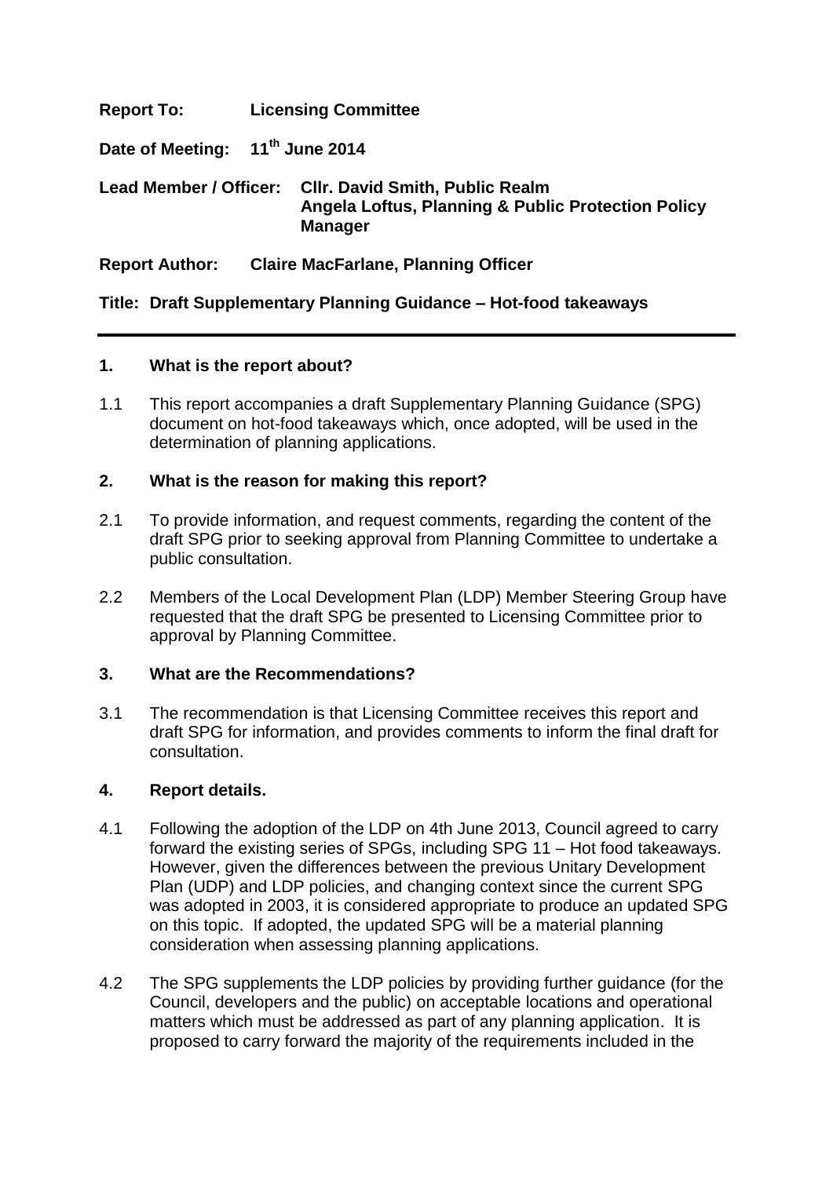**Report To:** **Licensing Committee**

**Date of Meeting:** **11th June 2014**

**Lead Member / Officer:** **Cllr. David Smith, Public Realm**
**Angela Loftus, Planning & Public Protection Policy Manager**

**Report Author:** **Claire MacFarlane, Planning Officer**

**Title: Draft Supplementary Planning Guidance – Hot-food takeaways**

---

## 1. What is the report about?

1.1 This report accompanies a draft Supplementary Planning Guidance (SPG) document on hot-food takeaways which, once adopted, will be used in the determination of planning applications.

## 2. What is the reason for making this report?

2.1 To provide information, and request comments, regarding the content of the draft SPG prior to seeking approval from Planning Committee to undertake a public consultation.

2.2 Members of the Local Development Plan (LDP) Member Steering Group have requested that the draft SPG be presented to Licensing Committee prior to approval by Planning Committee.

## 3. What are the Recommendations?

3.1 The recommendation is that Licensing Committee receives this report and draft SPG for information, and provides comments to inform the final draft for consultation.

## 4. Report details.

4.1 Following the adoption of the LDP on 4th June 2013, Council agreed to carry forward the existing series of SPGs, including SPG 11 – Hot food takeaways. However, given the differences between the previous Unitary Development Plan (UDP) and LDP policies, and changing context since the current SPG was adopted in 2003, it is considered appropriate to produce an updated SPG on this topic. If adopted, the updated SPG will be a material planning consideration when assessing planning applications.

4.2 The SPG supplements the LDP policies by providing further guidance (for the Council, developers and the public) on acceptable locations and operational matters which must be addressed as part of any planning application. It is proposed to carry forward the majority of the requirements included in the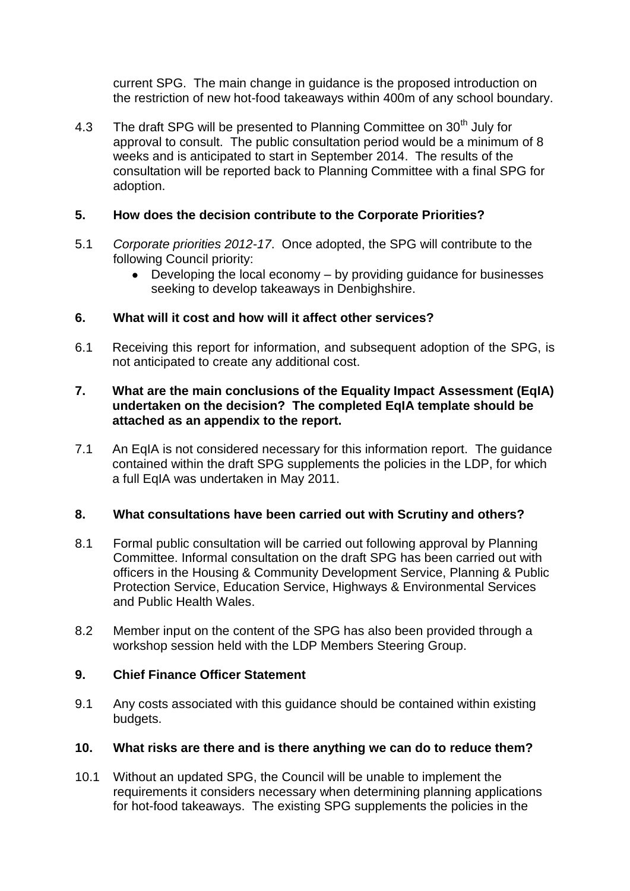current SPG. The main change in guidance is the proposed introduction on the restriction of new hot-food takeaways within 400m of any school boundary.

4.3 The draft SPG will be presented to Planning Committee on 30th July for approval to consult. The public consultation period would be a minimum of 8 weeks and is anticipated to start in September 2014. The results of the consultation will be reported back to Planning Committee with a final SPG for adoption.

## 5. How does the decision contribute to the Corporate Priorities?

5.1 *Corporate priorities 2012-17*. Once adopted, the SPG will contribute to the following Council priority:

- Developing the local economy – by providing guidance for businesses seeking to develop takeaways in Denbighshire.

## 6. What will it cost and how will it affect other services?

6.1 Receiving this report for information, and subsequent adoption of the SPG, is not anticipated to create any additional cost.

## 7. What are the main conclusions of the Equality Impact Assessment (EqIA) undertaken on the decision? The completed EqIA template should be attached as an appendix to the report.

7.1 An EqIA is not considered necessary for this information report. The guidance contained within the draft SPG supplements the policies in the LDP, for which a full EqIA was undertaken in May 2011.

## 8. What consultations have been carried out with Scrutiny and others?

8.1 Formal public consultation will be carried out following approval by Planning Committee. Informal consultation on the draft SPG has been carried out with officers in the Housing & Community Development Service, Planning & Public Protection Service, Education Service, Highways & Environmental Services and Public Health Wales.

8.2 Member input on the content of the SPG has also been provided through a workshop session held with the LDP Members Steering Group.

## 9. Chief Finance Officer Statement

9.1 Any costs associated with this guidance should be contained within existing budgets.

## 10. What risks are there and is there anything we can do to reduce them?

10.1 Without an updated SPG, the Council will be unable to implement the requirements it considers necessary when determining planning applications for hot-food takeaways. The existing SPG supplements the policies in the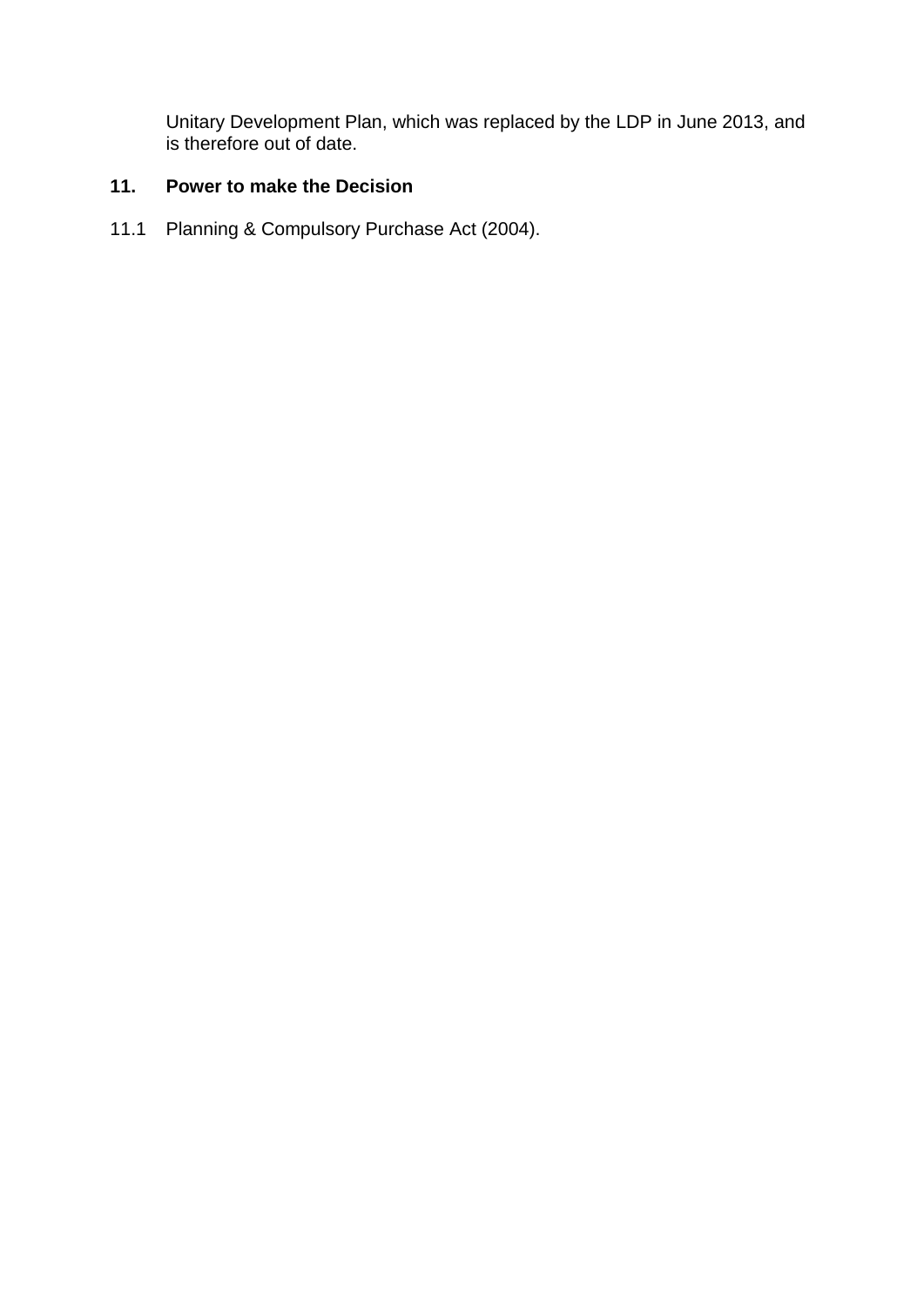Unitary Development Plan, which was replaced by the LDP in June 2013, and is therefore out of date.

## 11. Power to make the Decision

11.1 Planning & Compulsory Purchase Act (2004).